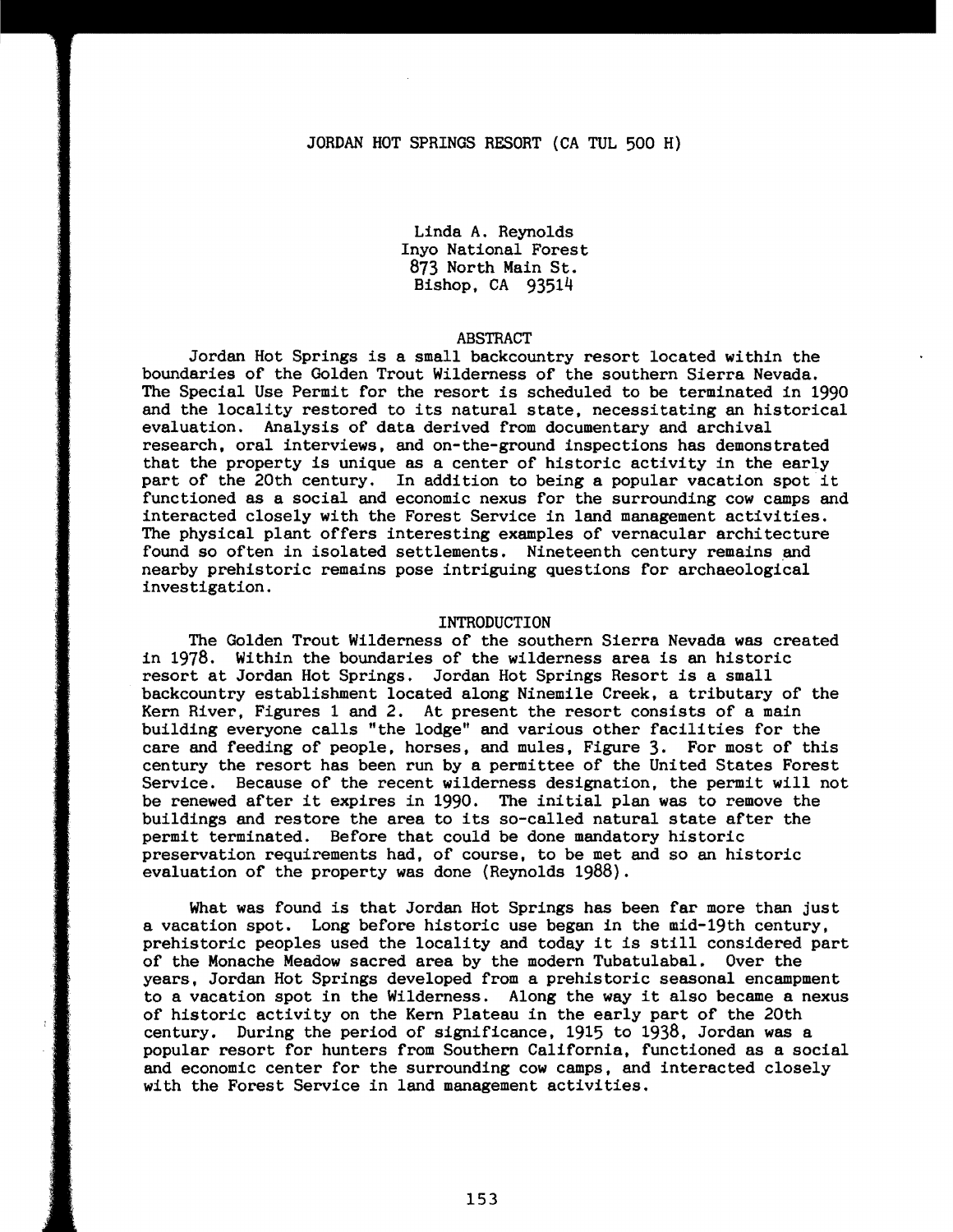# JORDAN HOT SPRINGS RESORT (CA TUL 500 H)

Linda A. Reynolds
Inyo National Forest
873 North Main St.
Bishop, CA 93514

## ABSTRACT

Jordan Hot Springs is a small backcountry resort located within the boundaries of the Golden Trout Wilderness of the southern Sierra Nevada. The Special Use Permit for the resort is scheduled to be terminated in 1990 and the locality restored to its natural state, necessitating an historical evaluation. Analysis of data derived from documentary and archival research, oral interviews, and on-the-ground inspections has demonstrated that the property is unique as a center of historic activity in the early part of the 20th century. In addition to being a popular vacation spot it functioned as a social and economic nexus for the surrounding cow camps and interacted closely with the Forest Service in land management activities. The physical plant offers interesting examples of vernacular architecture found so often in isolated settlements. Nineteenth century remains and nearby prehistoric remains pose intriguing questions for archaeological investigation.

## INTRODUCTION

The Golden Trout Wilderness of the southern Sierra Nevada was created in 1978. Within the boundaries of the wilderness area is an historic resort at Jordan Hot Springs. Jordan Hot Springs Resort is a small backcountry establishment located along Ninemile Creek, a tributary of the Kern River, Figures 1 and 2. At present the resort consists of a main building everyone calls "the lodge" and various other facilities for the care and feeding of people, horses, and mules, Figure 3. For most of this century the resort has been run by a permittee of the United States Forest Service. Because of the recent wilderness designation, the permit will not be renewed after it expires in 1990. The initial plan was to remove the buildings and restore the area to its so-called natural state after the permit terminated. Before that could be done mandatory historic preservation requirements had, of course, to be met and so an historic evaluation of the property was done (Reynolds 1988).

What was found is that Jordan Hot Springs has been far more than just a vacation spot. Long before historic use began in the mid-19th century, prehistoric peoples used the locality and today it is still considered part of the Monache Meadow sacred area by the modern Tubatulabal. Over the years, Jordan Hot Springs developed from a prehistoric seasonal encampment to a vacation spot in the Wilderness. Along the way it also became a nexus of historic activity on the Kern Plateau in the early part of the 20th century. During the period of significance, 1915 to 1938, Jordan was a popular resort for hunters from Southern California, functioned as a social and economic center for the surrounding cow camps, and interacted closely with the Forest Service in land management activities.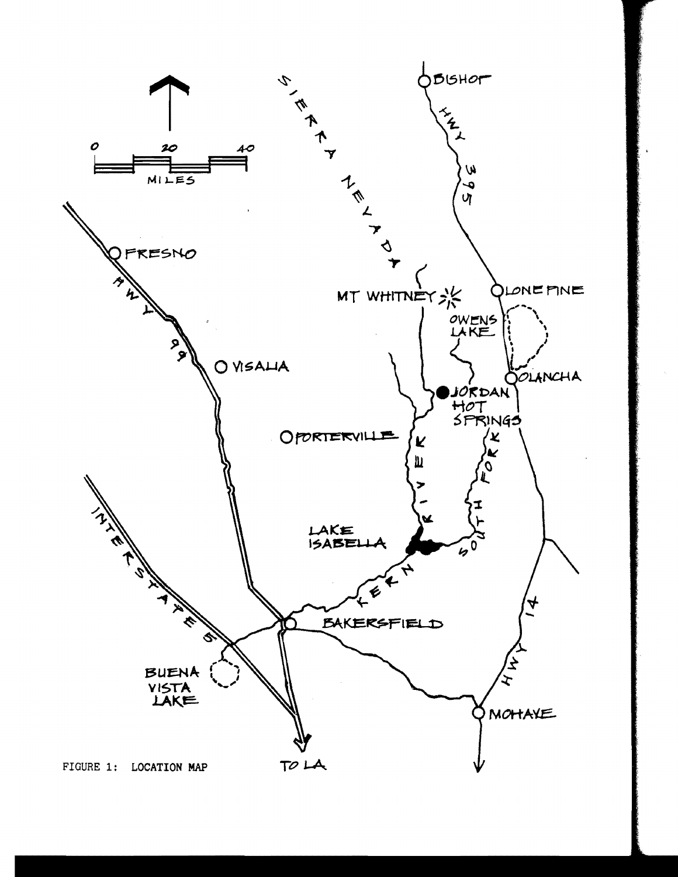FIGURE 1: LOCATION MAP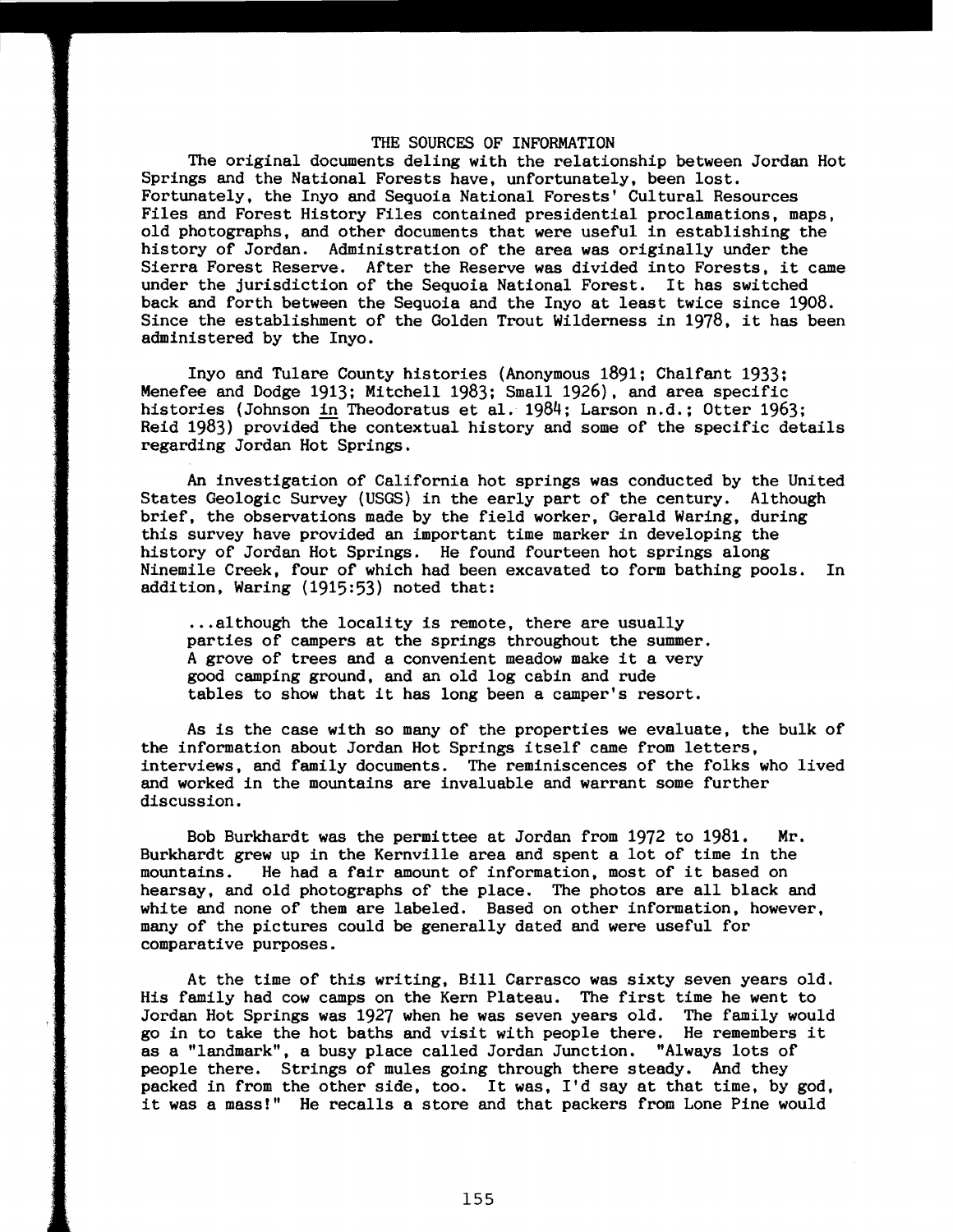## THE SOURCES OF INFORMATION

The original documents deling with the relationship between Jordan Hot Springs and the National Forests have, unfortunately, been lost. Fortunately, the Inyo and Sequoia National Forests' Cultural Resources Files and Forest History Files contained presidential proclamations, maps, old photographs, and other documents that were useful in establishing the history of Jordan. Administration of the area was originally under the Sierra Forest Reserve. After the Reserve was divided into Forests, it came under the jurisdiction of the Sequoia National Forest. It has switched back and forth between the Sequoia and the Inyo at least twice since 1908. Since the establishment of the Golden Trout Wilderness in 1978, it has been administered by the Inyo.

Inyo and Tulare County histories (Anonymous 1891; Chalfant 1933; Menefee and Dodge 1913; Mitchell 1983; Small 1926), and area specific histories (Johnson in Theodoratus et al. 1984; Larson n.d.; Otter 1963; Reid 1983) provided the contextual history and some of the specific details regarding Jordan Hot Springs.

An investigation of California hot springs was conducted by the United States Geologic Survey (USGS) in the early part of the century. Although brief, the observations made by the field worker, Gerald Waring, during this survey have provided an important time marker in developing the history of Jordan Hot Springs. He found fourteen hot springs along Ninemile Creek, four of which had been excavated to form bathing pools. In addition, Waring (1915:53) noted that:

> ...although the locality is remote, there are usually parties of campers at the springs throughout the summer. A grove of trees and a convenient meadow make it a very good camping ground, and an old log cabin and rude tables to show that it has long been a camper's resort.

As is the case with so many of the properties we evaluate, the bulk of the information about Jordan Hot Springs itself came from letters, interviews, and family documents. The reminiscences of the folks who lived and worked in the mountains are invaluable and warrant some further discussion.

Bob Burkhardt was the permittee at Jordan from 1972 to 1981. Mr. Burkhardt grew up in the Kernville area and spent a lot of time in the mountains. He had a fair amount of information, most of it based on hearsay, and old photographs of the place. The photos are all black and white and none of them are labeled. Based on other information, however, many of the pictures could be generally dated and were useful for comparative purposes.

At the time of this writing, Bill Carrasco was sixty seven years old. His family had cow camps on the Kern Plateau. The first time he went to Jordan Hot Springs was 1927 when he was seven years old. The family would go in to take the hot baths and visit with people there. He remembers it as a "landmark", a busy place called Jordan Junction. "Always lots of people there. Strings of mules going through there steady. And they packed in from the other side, too. It was, I'd say at that time, by god, it was a mass!" He recalls a store and that packers from Lone Pine would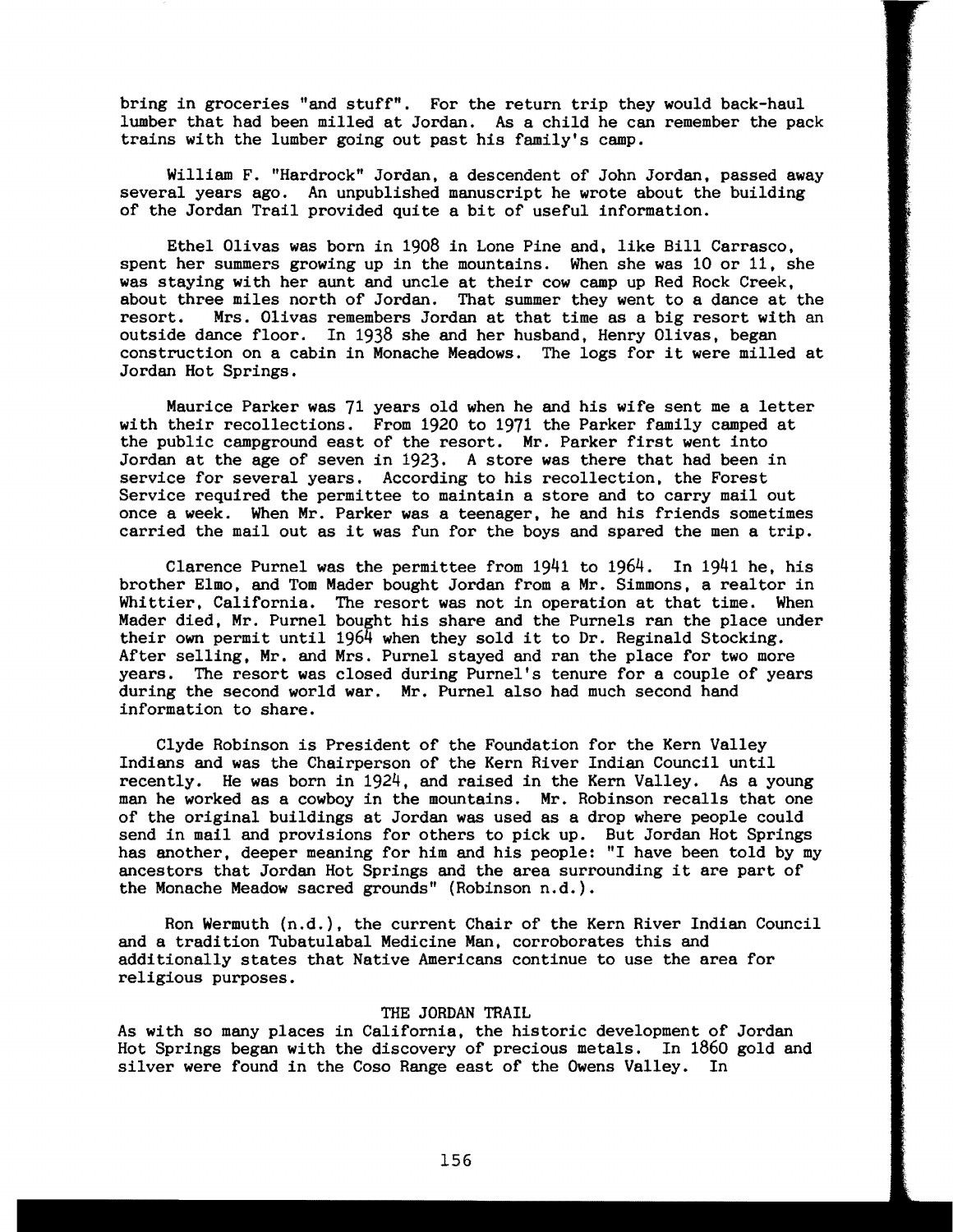bring in groceries "and stuff". For the return trip they would back-haul lumber that had been milled at Jordan. As a child he can remember the pack trains with the lumber going out past his family's camp.

William F. "Hardrock" Jordan, a descendent of John Jordan, passed away several years ago. An unpublished manuscript he wrote about the building of the Jordan Trail provided quite a bit of useful information.

Ethel Olivas was born in 1908 in Lone Pine and, like Bill Carrasco, spent her summers growing up in the mountains. When she was 10 or 11, she was staying with her aunt and uncle at their cow camp up Red Rock Creek, about three miles north of Jordan. That summer they went to a dance at the resort. Mrs. Olivas remembers Jordan at that time as a big resort with an outside dance floor. In 1938 she and her husband, Henry Olivas, began construction on a cabin in Monache Meadows. The logs for it were milled at Jordan Hot Springs.

Maurice Parker was 71 years old when he and his wife sent me a letter with their recollections. From 1920 to 1971 the Parker family camped at the public campground east of the resort. Mr. Parker first went into Jordan at the age of seven in 1923. A store was there that had been in service for several years. According to his recollection, the Forest Service required the permittee to maintain a store and to carry mail out once a week. When Mr. Parker was a teenager, he and his friends sometimes carried the mail out as it was fun for the boys and spared the men a trip.

Clarence Purnel was the permittee from 1941 to 1964. In 1941 he, his brother Elmo, and Tom Mader bought Jordan from a Mr. Simmons, a realtor in Whittier, California. The resort was not in operation at that time. When Mader died, Mr. Purnel bought his share and the Purnels ran the place under their own permit until 1964 when they sold it to Dr. Reginald Stocking. After selling, Mr. and Mrs. Purnel stayed and ran the place for two more years. The resort was closed during Purnel's tenure for a couple of years during the second world war. Mr. Purnel also had much second hand information to share.

Clyde Robinson is President of the Foundation for the Kern Valley Indians and was the Chairperson of the Kern River Indian Council until recently. He was born in 1924, and raised in the Kern Valley. As a young man he worked as a cowboy in the mountains. Mr. Robinson recalls that one of the original buildings at Jordan was used as a drop where people could send in mail and provisions for others to pick up. But Jordan Hot Springs has another, deeper meaning for him and his people: "I have been told by my ancestors that Jordan Hot Springs and the area surrounding it are part of the Monache Meadow sacred grounds" (Robinson n.d.).

Ron Wermuth (n.d.), the current Chair of the Kern River Indian Council and a tradition Tubatulabal Medicine Man, corroborates this and additionally states that Native Americans continue to use the area for religious purposes.

## THE JORDAN TRAIL

As with so many places in California, the historic development of Jordan Hot Springs began with the discovery of precious metals. In 1860 gold and silver were found in the Coso Range east of the Owens Valley. In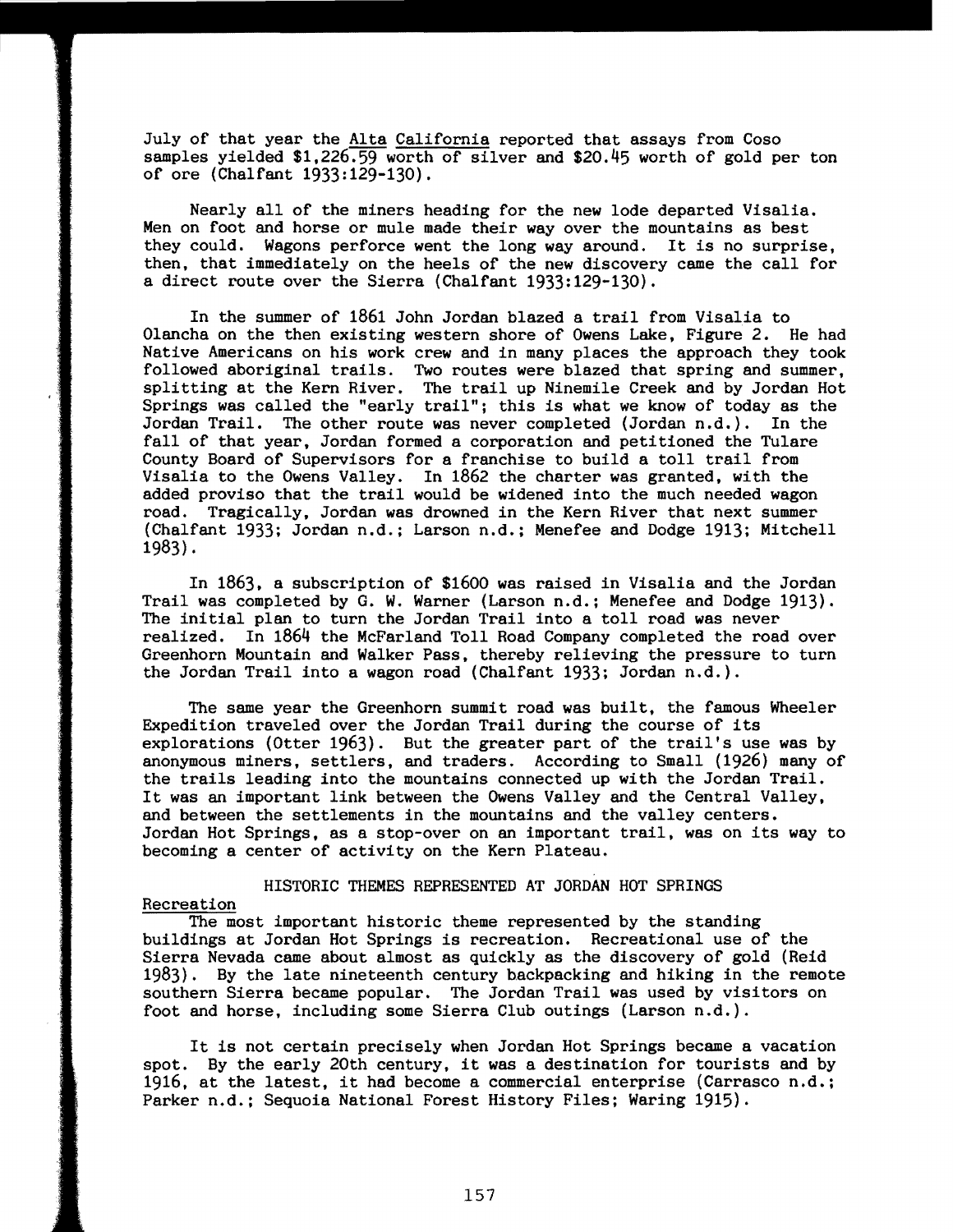July of that year the Alta California reported that assays from Coso samples yielded $1,226.59 worth of silver and $20.45 worth of gold per ton of ore (Chalfant 1933:129-130).

Nearly all of the miners heading for the new lode departed Visalia. Men on foot and horse or mule made their way over the mountains as best they could. Wagons perforce went the long way around. It is no surprise, then, that immediately on the heels of the new discovery came the call for a direct route over the Sierra (Chalfant 1933:129-130).

In the summer of 1861 John Jordan blazed a trail from Visalia to Olancha on the then existing western shore of Owens Lake, Figure 2. He had Native Americans on his work crew and in many places the approach they took followed aboriginal trails. Two routes were blazed that spring and summer, splitting at the Kern River. The trail up Ninemile Creek and by Jordan Hot Springs was called the "early trail"; this is what we know of today as the Jordan Trail. The other route was never completed (Jordan n.d.). In the fall of that year, Jordan formed a corporation and petitioned the Tulare County Board of Supervisors for a franchise to build a toll trail from Visalia to the Owens Valley. In 1862 the charter was granted, with the added proviso that the trail would be widened into the much needed wagon road. Tragically, Jordan was drowned in the Kern River that next summer (Chalfant 1933; Jordan n.d.; Larson n.d.; Menefee and Dodge 1913; Mitchell 1983).

In 1863, a subscription of $1600 was raised in Visalia and the Jordan Trail was completed by G. W. Warner (Larson n.d.; Menefee and Dodge 1913). The initial plan to turn the Jordan Trail into a toll road was never realized. In 1864 the McFarland Toll Road Company completed the road over Greenhorn Mountain and Walker Pass, thereby relieving the pressure to turn the Jordan Trail into a wagon road (Chalfant 1933; Jordan n.d.).

The same year the Greenhorn summit road was built, the famous Wheeler Expedition traveled over the Jordan Trail during the course of its explorations (Otter 1963). But the greater part of the trail's use was by anonymous miners, settlers, and traders. According to Small (1926) many of the trails leading into the mountains connected up with the Jordan Trail. It was an important link between the Owens Valley and the Central Valley, and between the settlements in the mountains and the valley centers. Jordan Hot Springs, as a stop-over on an important trail, was on its way to becoming a center of activity on the Kern Plateau.

## HISTORIC THEMES REPRESENTED AT JORDAN HOT SPRINGS

### Recreation

The most important historic theme represented by the standing buildings at Jordan Hot Springs is recreation. Recreational use of the Sierra Nevada came about almost as quickly as the discovery of gold (Reid 1983). By the late nineteenth century backpacking and hiking in the remote southern Sierra became popular. The Jordan Trail was used by visitors on foot and horse, including some Sierra Club outings (Larson n.d.).

It is not certain precisely when Jordan Hot Springs became a vacation spot. By the early 20th century, it was a destination for tourists and by 1916, at the latest, it had become a commercial enterprise (Carrasco n.d.; Parker n.d.; Sequoia National Forest History Files; Waring 1915).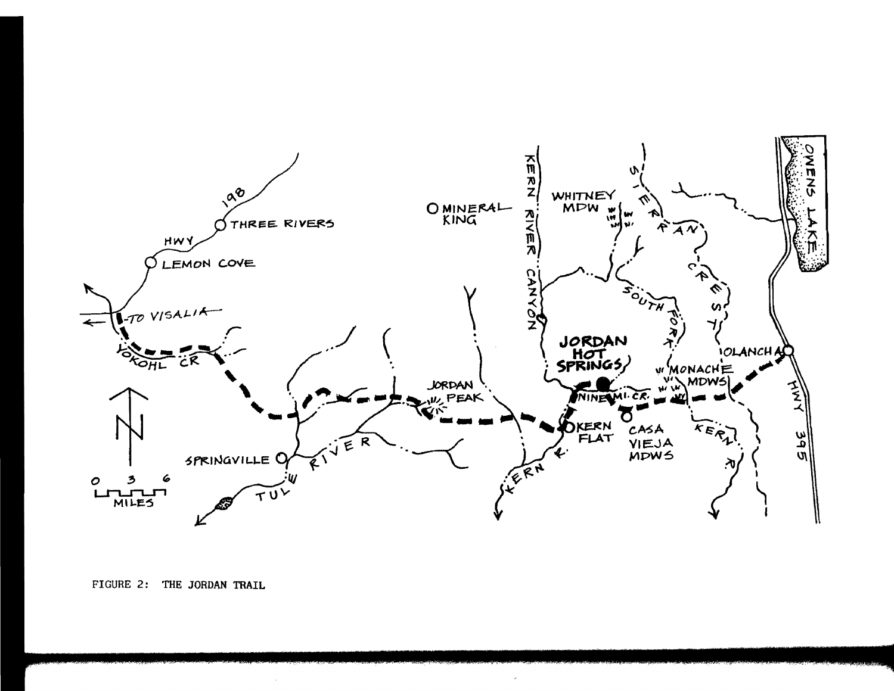FIGURE 2: THE JORDAN TRAIL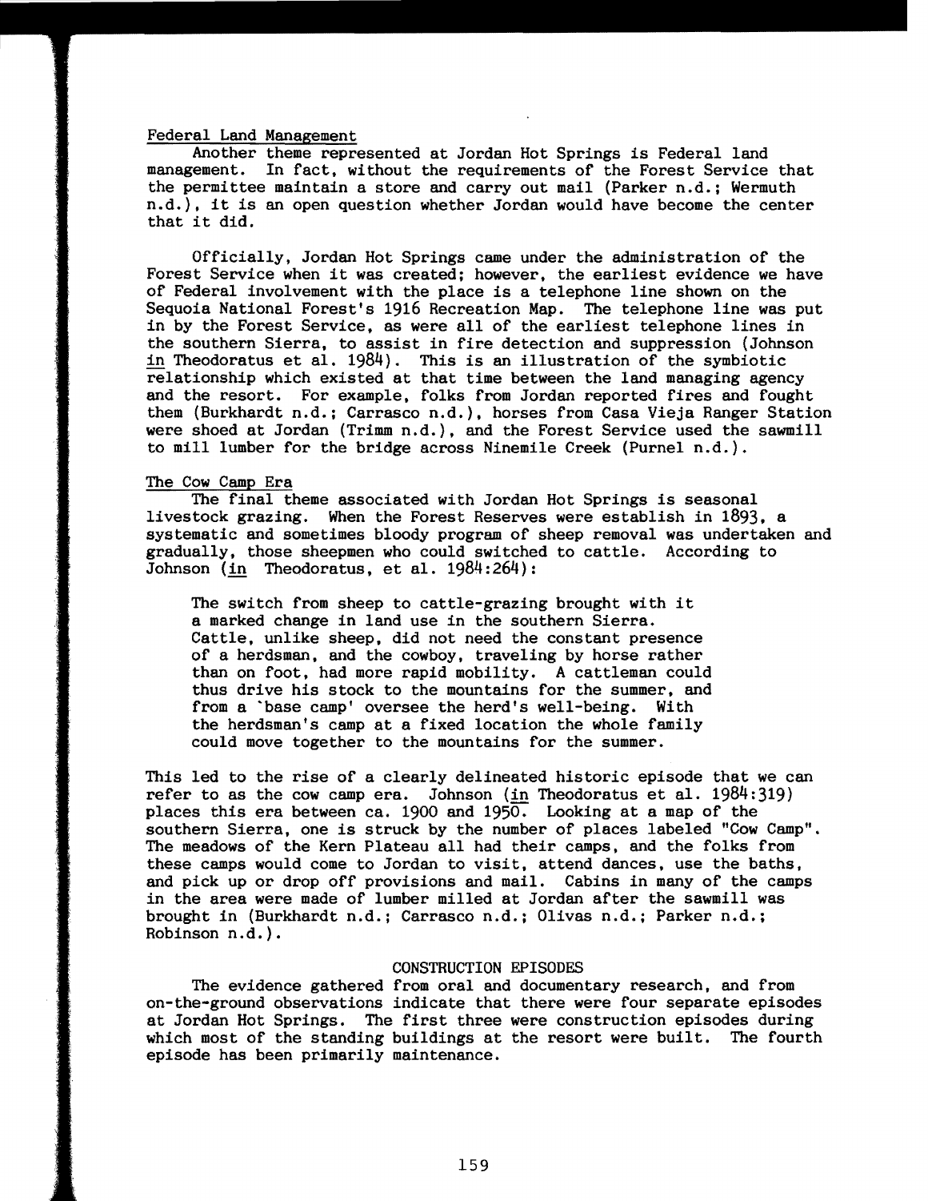## Federal Land Management

Another theme represented at Jordan Hot Springs is Federal land management. In fact, without the requirements of the Forest Service that the permittee maintain a store and carry out mail (Parker n.d.; Wermuth n.d.), it is an open question whether Jordan would have become the center that it did.

Officially, Jordan Hot Springs came under the administration of the Forest Service when it was created; however, the earliest evidence we have of Federal involvement with the place is a telephone line shown on the Sequoia National Forest's 1916 Recreation Map. The telephone line was put in by the Forest Service, as were all of the earliest telephone lines in the southern Sierra, to assist in fire detection and suppression (Johnson in Theodoratus et al. 1984). This is an illustration of the symbiotic relationship which existed at that time between the land managing agency and the resort. For example, folks from Jordan reported fires and fought them (Burkhardt n.d.; Carrasco n.d.), horses from Casa Vieja Ranger Station were shoed at Jordan (Trimm n.d.), and the Forest Service used the sawmill to mill lumber for the bridge across Ninemile Creek (Purnel n.d.).

## The Cow Camp Era

The final theme associated with Jordan Hot Springs is seasonal livestock grazing. When the Forest Reserves were establish in 1893, a systematic and sometimes bloody program of sheep removal was undertaken and gradually, those sheepmen who could switched to cattle. According to Johnson (in Theodoratus, et al. 1984:264):

> The switch from sheep to cattle-grazing brought with it a marked change in land use in the southern Sierra. Cattle, unlike sheep, did not need the constant presence of a herdsman, and the cowboy, traveling by horse rather than on foot, had more rapid mobility. A cattleman could thus drive his stock to the mountains for the summer, and from a 'base camp' oversee the herd's well-being. With the herdsman's camp at a fixed location the whole family could move together to the mountains for the summer.

This led to the rise of a clearly delineated historic episode that we can refer to as the cow camp era. Johnson (in Theodoratus et al. 1984:319) places this era between ca. 1900 and 1950. Looking at a map of the southern Sierra, one is struck by the number of places labeled "Cow Camp". The meadows of the Kern Plateau all had their camps, and the folks from these camps would come to Jordan to visit, attend dances, use the baths, and pick up or drop off provisions and mail. Cabins in many of the camps in the area were made of lumber milled at Jordan after the sawmill was brought in (Burkhardt n.d.; Carrasco n.d.; Olivas n.d.; Parker n.d.; Robinson n.d.).

# CONSTRUCTION EPISODES

The evidence gathered from oral and documentary research, and from on-the-ground observations indicate that there were four separate episodes at Jordan Hot Springs. The first three were construction episodes during which most of the standing buildings at the resort were built. The fourth episode has been primarily maintenance.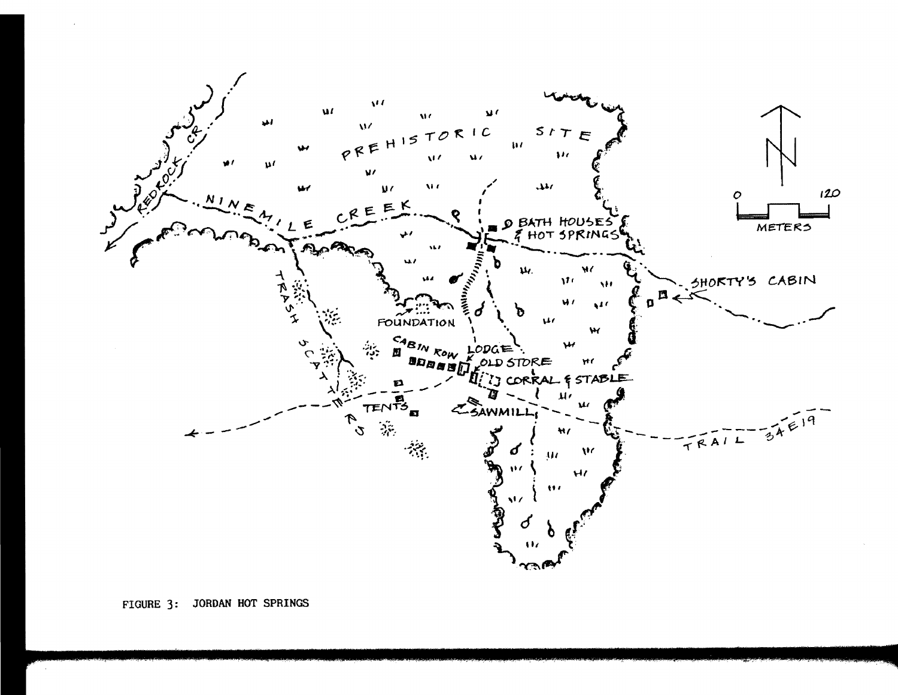FIGURE 3: JORDAN HOT SPRINGS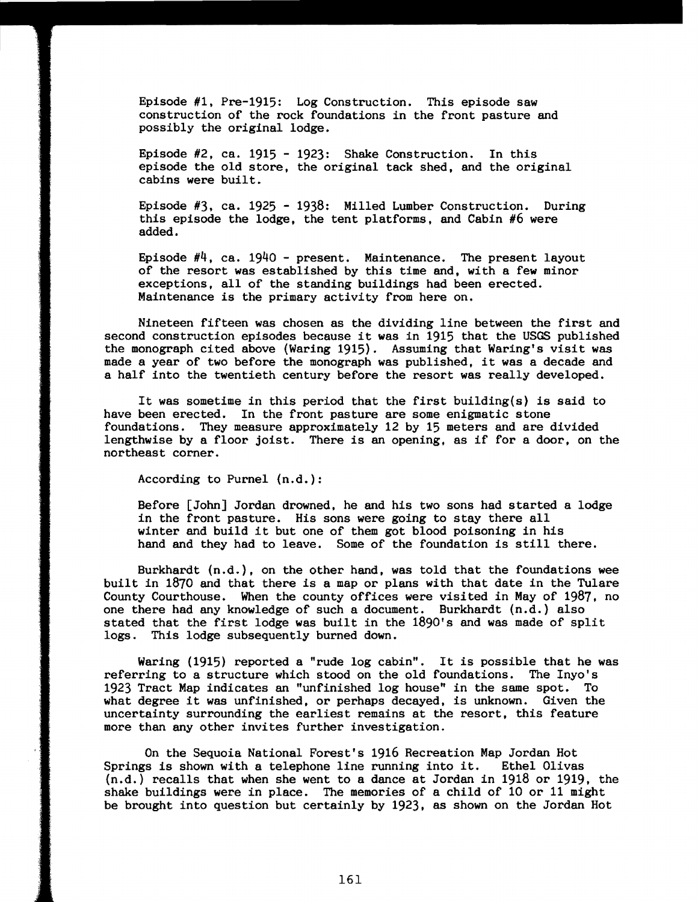Episode #1, Pre-1915: Log Construction. This episode saw construction of the rock foundations in the front pasture and possibly the original lodge.

Episode #2, ca. 1915 - 1923: Shake Construction. In this episode the old store, the original tack shed, and the original cabins were built.

Episode #3, ca. 1925 - 1938: Milled Lumber Construction. During this episode the lodge, the tent platforms, and Cabin #6 were added.

Episode #4, ca. 1940 - present. Maintenance. The present layout of the resort was established by this time and, with a few minor exceptions, all of the standing buildings had been erected. Maintenance is the primary activity from here on.

Nineteen fifteen was chosen as the dividing line between the first and second construction episodes because it was in 1915 that the USGS published the monograph cited above (Waring 1915). Assuming that Waring's visit was made a year of two before the monograph was published, it was a decade and a half into the twentieth century before the resort was really developed.

It was sometime in this period that the first building(s) is said to have been erected. In the front pasture are some enigmatic stone foundations. They measure approximately 12 by 15 meters and are divided lengthwise by a floor joist. There is an opening, as if for a door, on the northeast corner.

According to Purnel (n.d.):

> Before [John] Jordan drowned, he and his two sons had started a lodge in the front pasture. His sons were going to stay there all winter and build it but one of them got blood poisoning in his hand and they had to leave. Some of the foundation is still there.

Burkhardt (n.d.), on the other hand, was told that the foundations wee built in 1870 and that there is a map or plans with that date in the Tulare County Courthouse. When the county offices were visited in May of 1987, no one there had any knowledge of such a document. Burkhardt (n.d.) also stated that the first lodge was built in the 1890's and was made of split logs. This lodge subsequently burned down.

Waring (1915) reported a "rude log cabin". It is possible that he was referring to a structure which stood on the old foundations. The Inyo's 1923 Tract Map indicates an "unfinished log house" in the same spot. To what degree it was unfinished, or perhaps decayed, is unknown. Given the uncertainty surrounding the earliest remains at the resort, this feature more than any other invites further investigation.

On the Sequoia National Forest's 1916 Recreation Map Jordan Hot Springs is shown with a telephone line running into it. Ethel Olivas (n.d.) recalls that when she went to a dance at Jordan in 1918 or 1919, the shake buildings were in place. The memories of a child of 10 or 11 might be brought into question but certainly by 1923, as shown on the Jordan Hot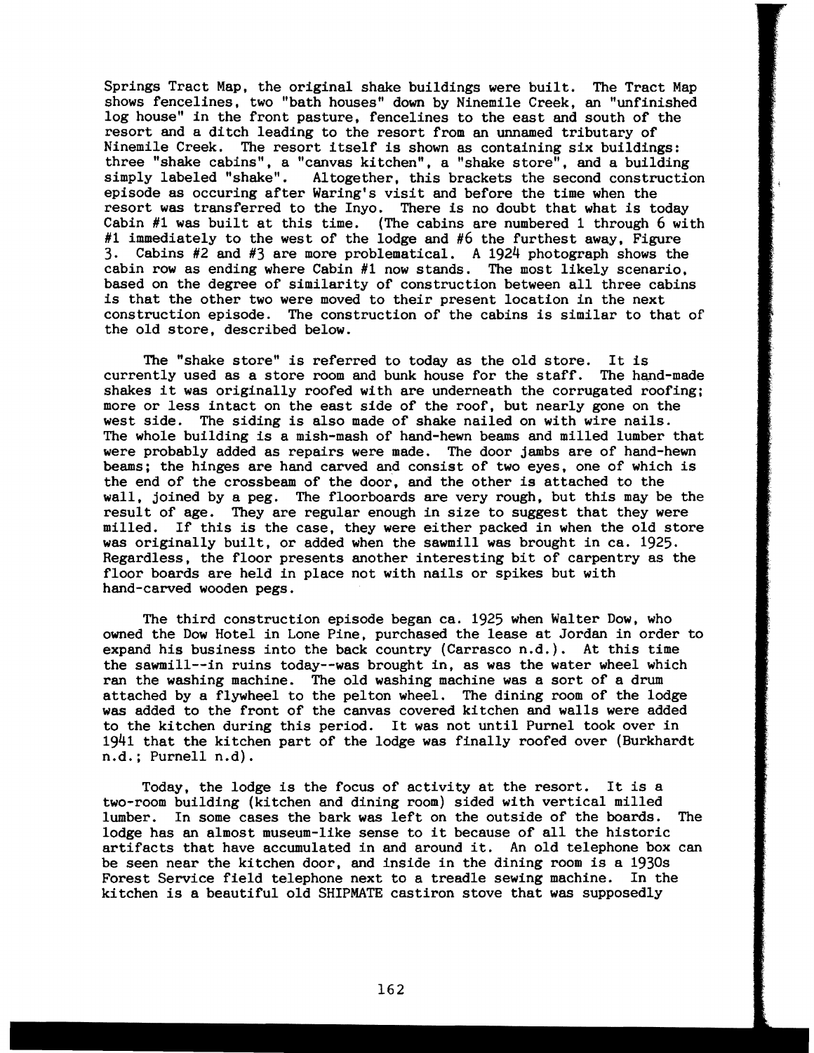Springs Tract Map, the original shake buildings were built. The Tract Map shows fencelines, two "bath houses" down by Ninemile Creek, an "unfinished log house" in the front pasture, fencelines to the east and south of the resort and a ditch leading to the resort from an unnamed tributary of Ninemile Creek. The resort itself is shown as containing six buildings: three "shake cabins", a "canvas kitchen", a "shake store", and a building simply labeled "shake". Altogether, this brackets the second construction episode as occuring after Waring's visit and before the time when the resort was transferred to the Inyo. There is no doubt that what is today Cabin #1 was built at this time. (The cabins are numbered 1 through 6 with #1 immediately to the west of the lodge and #6 the furthest away, Figure 3. Cabins #2 and #3 are more problematical. A 1924 photograph shows the cabin row as ending where Cabin #1 now stands. The most likely scenario, based on the degree of similarity of construction between all three cabins is that the other two were moved to their present location in the next construction episode. The construction of the cabins is similar to that of the old store, described below.

The "shake store" is referred to today as the old store. It is currently used as a store room and bunk house for the staff. The hand-made shakes it was originally roofed with are underneath the corrugated roofing; more or less intact on the east side of the roof, but nearly gone on the west side. The siding is also made of shake nailed on with wire nails. The whole building is a mish-mash of hand-hewn beams and milled lumber that were probably added as repairs were made. The door jambs are of hand-hewn beams; the hinges are hand carved and consist of two eyes, one of which is the end of the crossbeam of the door, and the other is attached to the wall, joined by a peg. The floorboards are very rough, but this may be the result of age. They are regular enough in size to suggest that they were milled. If this is the case, they were either packed in when the old store was originally built, or added when the sawmill was brought in ca. 1925. Regardless, the floor presents another interesting bit of carpentry as the floor boards are held in place not with nails or spikes but with hand-carved wooden pegs.

The third construction episode began ca. 1925 when Walter Dow, who owned the Dow Hotel in Lone Pine, purchased the lease at Jordan in order to expand his business into the back country (Carrasco n.d.). At this time the sawmill--in ruins today--was brought in, as was the water wheel which ran the washing machine. The old washing machine was a sort of a drum attached by a flywheel to the pelton wheel. The dining room of the lodge was added to the front of the canvas covered kitchen and walls were added to the kitchen during this period. It was not until Purnel took over in 1941 that the kitchen part of the lodge was finally roofed over (Burkhardt n.d.; Purnell n.d).

Today, the lodge is the focus of activity at the resort. It is a two-room building (kitchen and dining room) sided with vertical milled lumber. In some cases the bark was left on the outside of the boards. The lodge has an almost museum-like sense to it because of all the historic artifacts that have accumulated in and around it. An old telephone box can be seen near the kitchen door, and inside in the dining room is a 1930s Forest Service field telephone next to a treadle sewing machine. In the kitchen is a beautiful old SHIPMATE castiron stove that was supposedly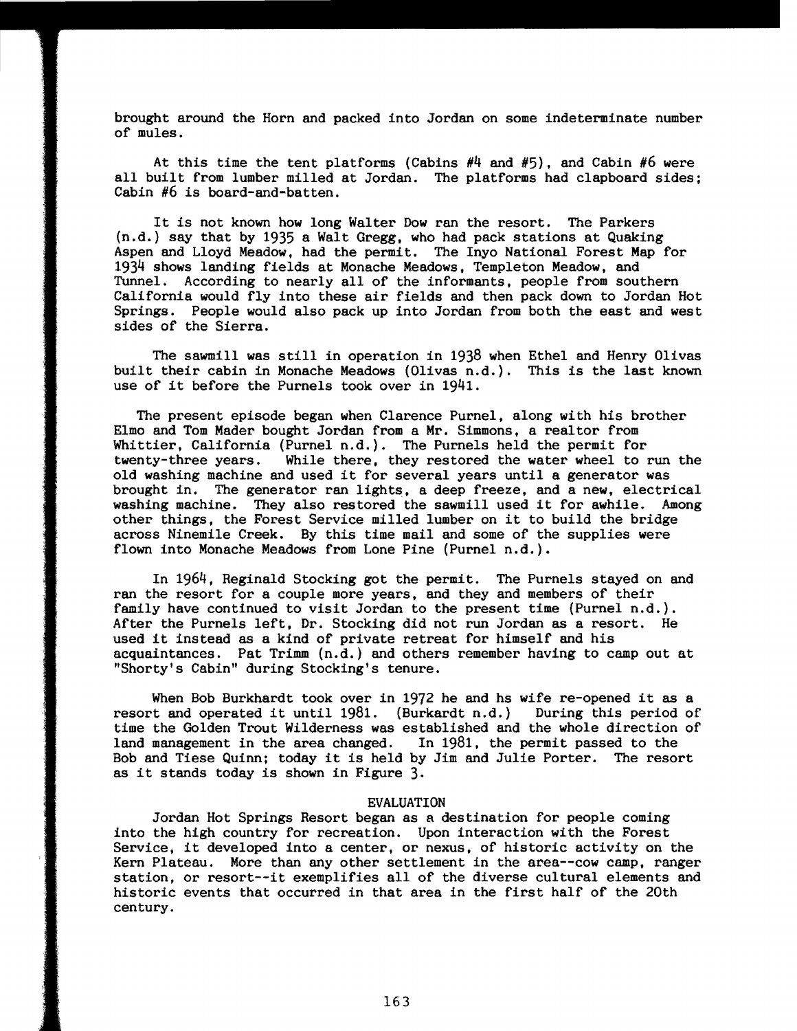brought around the Horn and packed into Jordan on some indeterminate number of mules.

At this time the tent platforms (Cabins #4 and #5), and Cabin #6 were all built from lumber milled at Jordan. The platforms had clapboard sides; Cabin #6 is board-and-batten.

It is not known how long Walter Dow ran the resort. The Parkers (n.d.) say that by 1935 a Walt Gregg, who had pack stations at Quaking Aspen and Lloyd Meadow, had the permit. The Inyo National Forest Map for 1934 shows landing fields at Monache Meadows, Templeton Meadow, and Tunnel. According to nearly all of the informants, people from southern California would fly into these air fields and then pack down to Jordan Hot Springs. People would also pack up into Jordan from both the east and west sides of the Sierra.

The sawmill was still in operation in 1938 when Ethel and Henry Olivas built their cabin in Monache Meadows (Olivas n.d.). This is the last known use of it before the Purnels took over in 1941.

The present episode began when Clarence Purnel, along with his brother Elmo and Tom Mader bought Jordan from a Mr. Simmons, a realtor from Whittier, California (Purnel n.d.). The Purnels held the permit for twenty-three years. While there, they restored the water wheel to run the old washing machine and used it for several years until a generator was brought in. The generator ran lights, a deep freeze, and a new, electrical washing machine. They also restored the sawmill used it for awhile. Among other things, the Forest Service milled lumber on it to build the bridge across Ninemile Creek. By this time mail and some of the supplies were flown into Monache Meadows from Lone Pine (Purnel n.d.).

In 1964, Reginald Stocking got the permit. The Purnels stayed on and ran the resort for a couple more years, and they and members of their family have continued to visit Jordan to the present time (Purnel n.d.). After the Purnels left, Dr. Stocking did not run Jordan as a resort. He used it instead as a kind of private retreat for himself and his acquaintances. Pat Trimm (n.d.) and others remember having to camp out at "Shorty's Cabin" during Stocking's tenure.

When Bob Burkhardt took over in 1972 he and hs wife re-opened it as a resort and operated it until 1981. (Burkardt n.d.) During this period of time the Golden Trout Wilderness was established and the whole direction of land management in the area changed. In 1981, the permit passed to the Bob and Tiese Quinn; today it is held by Jim and Julie Porter. The resort as it stands today is shown in Figure 3.

## EVALUATION

Jordan Hot Springs Resort began as a destination for people coming into the high country for recreation. Upon interaction with the Forest Service, it developed into a center, or nexus, of historic activity on the Kern Plateau. More than any other settlement in the area--cow camp, ranger station, or resort--it exemplifies all of the diverse cultural elements and historic events that occurred in that area in the first half of the 20th century.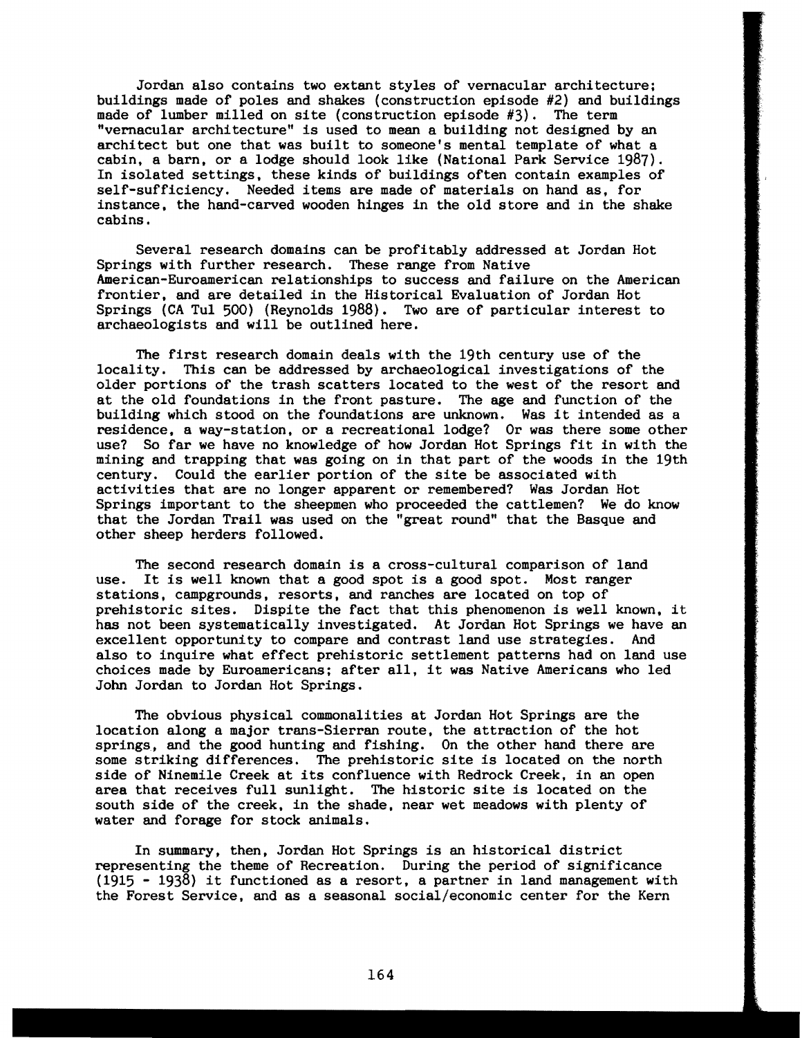Jordan also contains two extant styles of vernacular architecture; buildings made of poles and shakes (construction episode #2) and buildings made of lumber milled on site (construction episode #3). The term "vernacular architecture" is used to mean a building not designed by an architect but one that was built to someone's mental template of what a cabin, a barn, or a lodge should look like (National Park Service 1987). In isolated settings, these kinds of buildings often contain examples of self-sufficiency. Needed items are made of materials on hand as, for instance, the hand-carved wooden hinges in the old store and in the shake cabins.

Several research domains can be profitably addressed at Jordan Hot Springs with further research. These range from Native American-Euroamerican relationships to success and failure on the American frontier, and are detailed in the Historical Evaluation of Jordan Hot Springs (CA Tul 500) (Reynolds 1988). Two are of particular interest to archaeologists and will be outlined here.

The first research domain deals with the 19th century use of the locality. This can be addressed by archaeological investigations of the older portions of the trash scatters located to the west of the resort and at the old foundations in the front pasture. The age and function of the building which stood on the foundations are unknown. Was it intended as a residence, a way-station, or a recreational lodge? Or was there some other use? So far we have no knowledge of how Jordan Hot Springs fit in with the mining and trapping that was going on in that part of the woods in the 19th century. Could the earlier portion of the site be associated with activities that are no longer apparent or remembered? Was Jordan Hot Springs important to the sheepmen who proceeded the cattlemen? We do know that the Jordan Trail was used on the "great round" that the Basque and other sheep herders followed.

The second research domain is a cross-cultural comparison of land use. It is well known that a good spot is a good spot. Most ranger stations, campgrounds, resorts, and ranches are located on top of prehistoric sites. Dispite the fact that this phenomenon is well known, it has not been systematically investigated. At Jordan Hot Springs we have an excellent opportunity to compare and contrast land use strategies. And also to inquire what effect prehistoric settlement patterns had on land use choices made by Euroamericans; after all, it was Native Americans who led John Jordan to Jordan Hot Springs.

The obvious physical commonalities at Jordan Hot Springs are the location along a major trans-Sierran route, the attraction of the hot springs, and the good hunting and fishing. On the other hand there are some striking differences. The prehistoric site is located on the north side of Ninemile Creek at its confluence with Redrock Creek, in an open area that receives full sunlight. The historic site is located on the south side of the creek, in the shade, near wet meadows with plenty of water and forage for stock animals.

In summary, then, Jordan Hot Springs is an historical district representing the theme of Recreation. During the period of significance (1915 - 1938) it functioned as a resort, a partner in land management with the Forest Service, and as a seasonal social/economic center for the Kern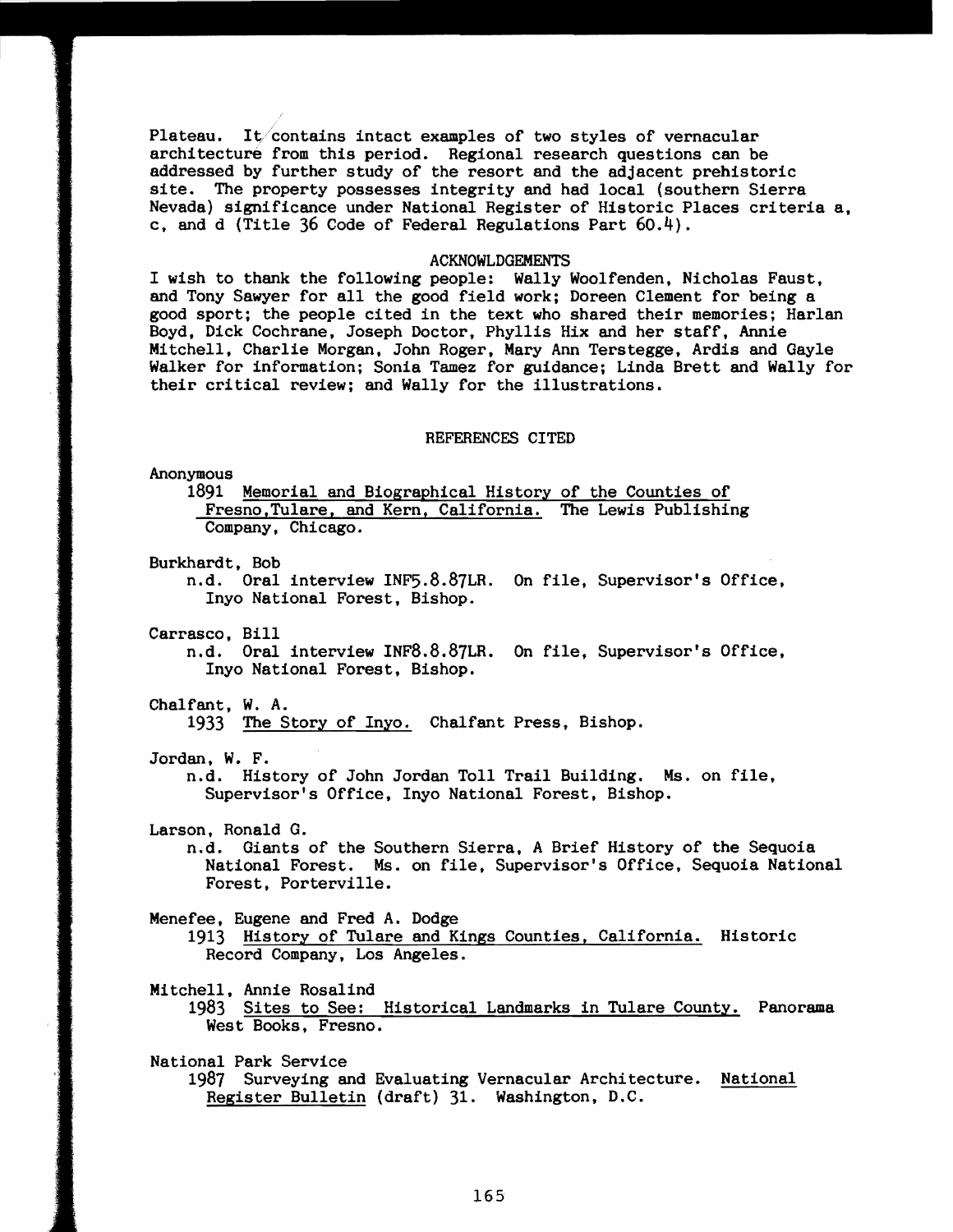Plateau. It contains intact examples of two styles of vernacular architecture from this period. Regional research questions can be addressed by further study of the resort and the adjacent prehistoric site. The property possesses integrity and had local (southern Sierra Nevada) significance under National Register of Historic Places criteria a, c, and d (Title 36 Code of Federal Regulations Part 60.4).

## ACKNOWLDGEMENTS

I wish to thank the following people: Wally Woolfenden, Nicholas Faust, and Tony Sawyer for all the good field work; Doreen Clement for being a good sport; the people cited in the text who shared their memories; Harlan Boyd, Dick Cochrane, Joseph Doctor, Phyllis Hix and her staff, Annie Mitchell, Charlie Morgan, John Roger, Mary Ann Terstegge, Ardis and Gayle Walker for information; Sonia Tamez for guidance; Linda Brett and Wally for their critical review; and Wally for the illustrations.

## REFERENCES CITED

Anonymous
1891 Memorial and Biographical History of the Counties of Fresno,Tulare, and Kern, California. The Lewis Publishing Company, Chicago.

Burkhardt, Bob
n.d. Oral interview INF5.8.87LR. On file, Supervisor's Office, Inyo National Forest, Bishop.

Carrasco, Bill
n.d. Oral interview INF8.8.87LR. On file, Supervisor's Office, Inyo National Forest, Bishop.

Chalfant, W. A.
1933 The Story of Inyo. Chalfant Press, Bishop.

Jordan, W. F.
n.d. History of John Jordan Toll Trail Building. Ms. on file, Supervisor's Office, Inyo National Forest, Bishop.

Larson, Ronald G.
n.d. Giants of the Southern Sierra, A Brief History of the Sequoia National Forest. Ms. on file, Supervisor's Office, Sequoia National Forest, Porterville.

Menefee, Eugene and Fred A. Dodge
1913 History of Tulare and Kings Counties, California. Historic Record Company, Los Angeles.

Mitchell, Annie Rosalind
1983 Sites to See: Historical Landmarks in Tulare County. Panorama West Books, Fresno.

National Park Service
1987 Surveying and Evaluating Vernacular Architecture. National Register Bulletin (draft) 31. Washington, D.C.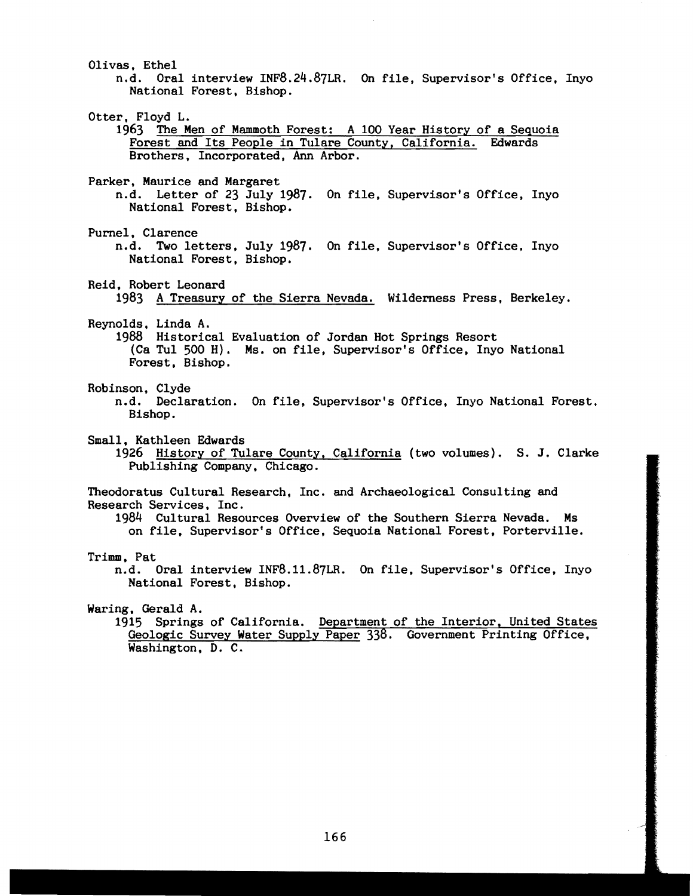Olivas, Ethel

n.d. Oral interview INF8.24.87LR. On file, Supervisor's Office, Inyo National Forest, Bishop.

Otter, Floyd L.

1963 The Men of Mammoth Forest: A 100 Year History of a Sequoia Forest and Its People in Tulare County, California. Edwards Brothers, Incorporated, Ann Arbor.

Parker, Maurice and Margaret

n.d. Letter of 23 July 1987. On file, Supervisor's Office, Inyo National Forest, Bishop.

Purnel, Clarence

n.d. Two letters, July 1987. On file, Supervisor's Office, Inyo National Forest, Bishop.

Reid, Robert Leonard

1983 A Treasury of the Sierra Nevada. Wilderness Press, Berkeley.

Reynolds, Linda A.

1988 Historical Evaluation of Jordan Hot Springs Resort (Ca Tul 500 H). Ms. on file, Supervisor's Office, Inyo National Forest, Bishop.

Robinson, Clyde

n.d. Declaration. On file, Supervisor's Office, Inyo National Forest, Bishop.

Small, Kathleen Edwards

1926 History of Tulare County, California (two volumes). S. J. Clarke Publishing Company, Chicago.

Theodoratus Cultural Research, Inc. and Archaeological Consulting and Research Services, Inc.

1984 Cultural Resources Overview of the Southern Sierra Nevada. Ms on file, Supervisor's Office, Sequoia National Forest, Porterville.

Trimm, Pat

n.d. Oral interview INF8.11.87LR. On file, Supervisor's Office, Inyo National Forest, Bishop.

Waring, Gerald A.

1915 Springs of California. Department of the Interior, United States Geologic Survey Water Supply Paper 338. Government Printing Office, Washington, D. C.